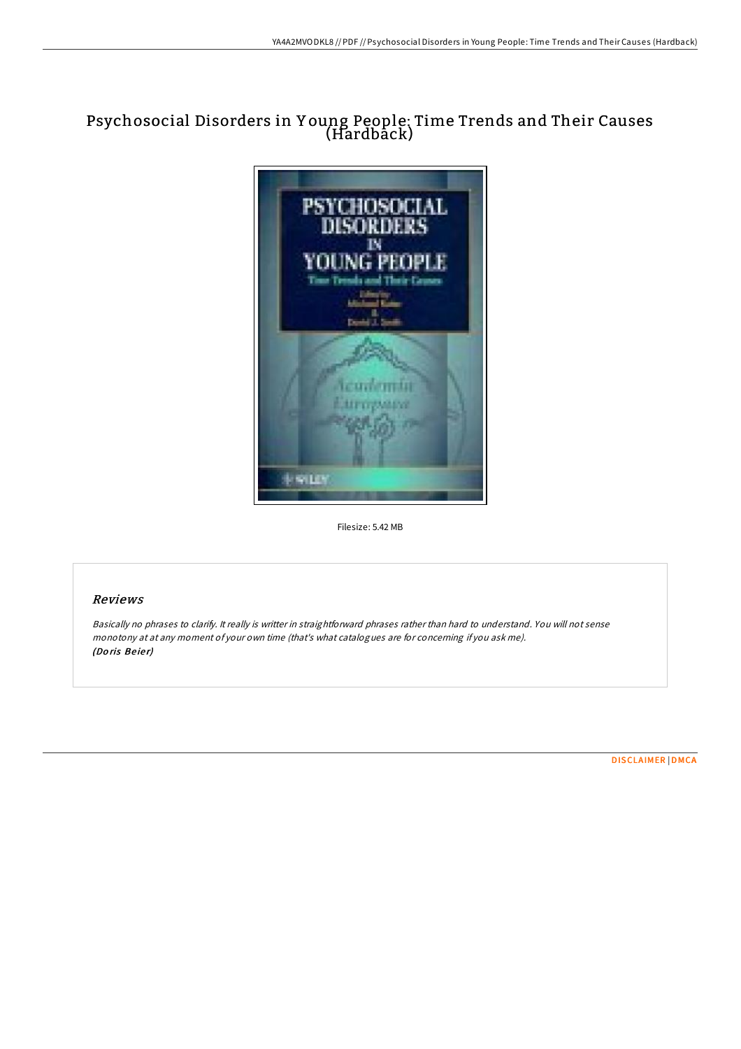# Psychosocial Disorders in Young People: Time Trends and Their Causes (Hardback)

Filesize: 5.42 MB

## *Reviews*

*Basically no phrases to clarify. It really is writter in straightforward phrases rather than hard to understand. You will not sense monotony at at any moment of your own time (that's what catalogues are for concerning if you ask me).*
***(Doris Beier)***

DISCLAIMER | DMCA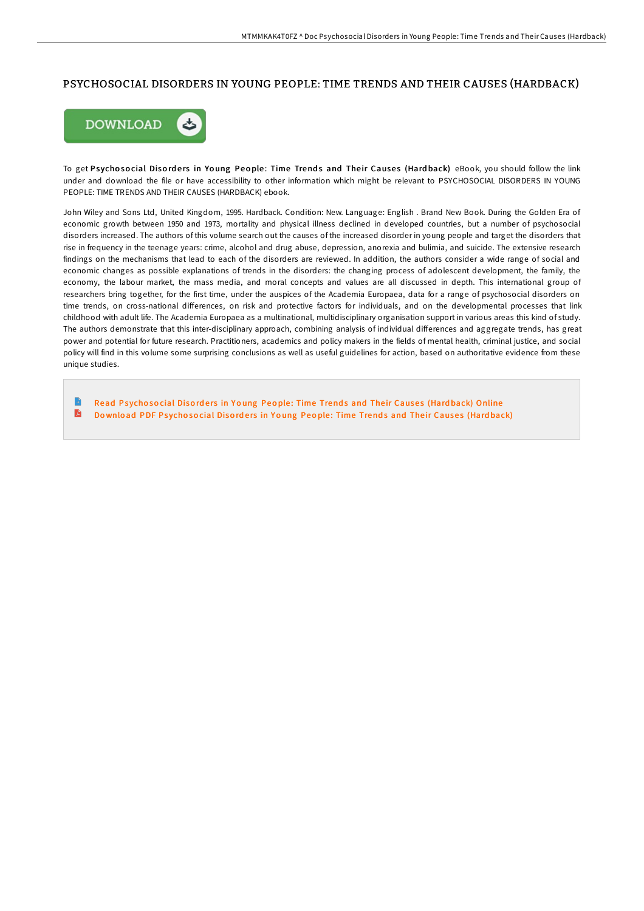# PSYCHOSOCIAL DISORDERS IN YOUNG PEOPLE: TIME TRENDS AND THEIR CAUSES (HARDBACK)

DOWNLOAD

To get **Psychosocial Disorders in Young People: Time Trends and Their Causes (Hardback)** eBook, you should follow the link under and download the file or have accessibility to other information which might be relevant to PSYCHOSOCIAL DISORDERS IN YOUNG PEOPLE: TIME TRENDS AND THEIR CAUSES (HARDBACK) ebook.

John Wiley and Sons Ltd, United Kingdom, 1995. Hardback. Condition: New. Language: English . Brand New Book. During the Golden Era of economic growth between 1950 and 1973, mortality and physical illness declined in developed countries, but a number of psychosocial disorders increased. The authors of this volume search out the causes of the increased disorder in young people and target the disorders that rise in frequency in the teenage years: crime, alcohol and drug abuse, depression, anorexia and bulimia, and suicide. The extensive research findings on the mechanisms that lead to each of the disorders are reviewed. In addition, the authors consider a wide range of social and economic changes as possible explanations of trends in the disorders: the changing process of adolescent development, the family, the economy, the labour market, the mass media, and moral concepts and values are all discussed in depth. This international group of researchers bring together, for the first time, under the auspices of the Academia Europaea, data for a range of psychosocial disorders on time trends, on cross-national differences, on risk and protective factors for individuals, and on the developmental processes that link childhood with adult life. The Academia Europaea as a multinational, multidisciplinary organisation support in various areas this kind of study. The authors demonstrate that this inter-disciplinary approach, combining analysis of individual differences and aggregate trends, has great power and potential for future research. Practitioners, academics and policy makers in the fields of mental health, criminal justice, and social policy will find in this volume some surprising conclusions as well as useful guidelines for action, based on authoritative evidence from these unique studies.

- Read Psychosocial Disorders in Young People: Time Trends and Their Causes (Hardback) Online
- Download PDF Psychosocial Disorders in Young People: Time Trends and Their Causes (Hardback)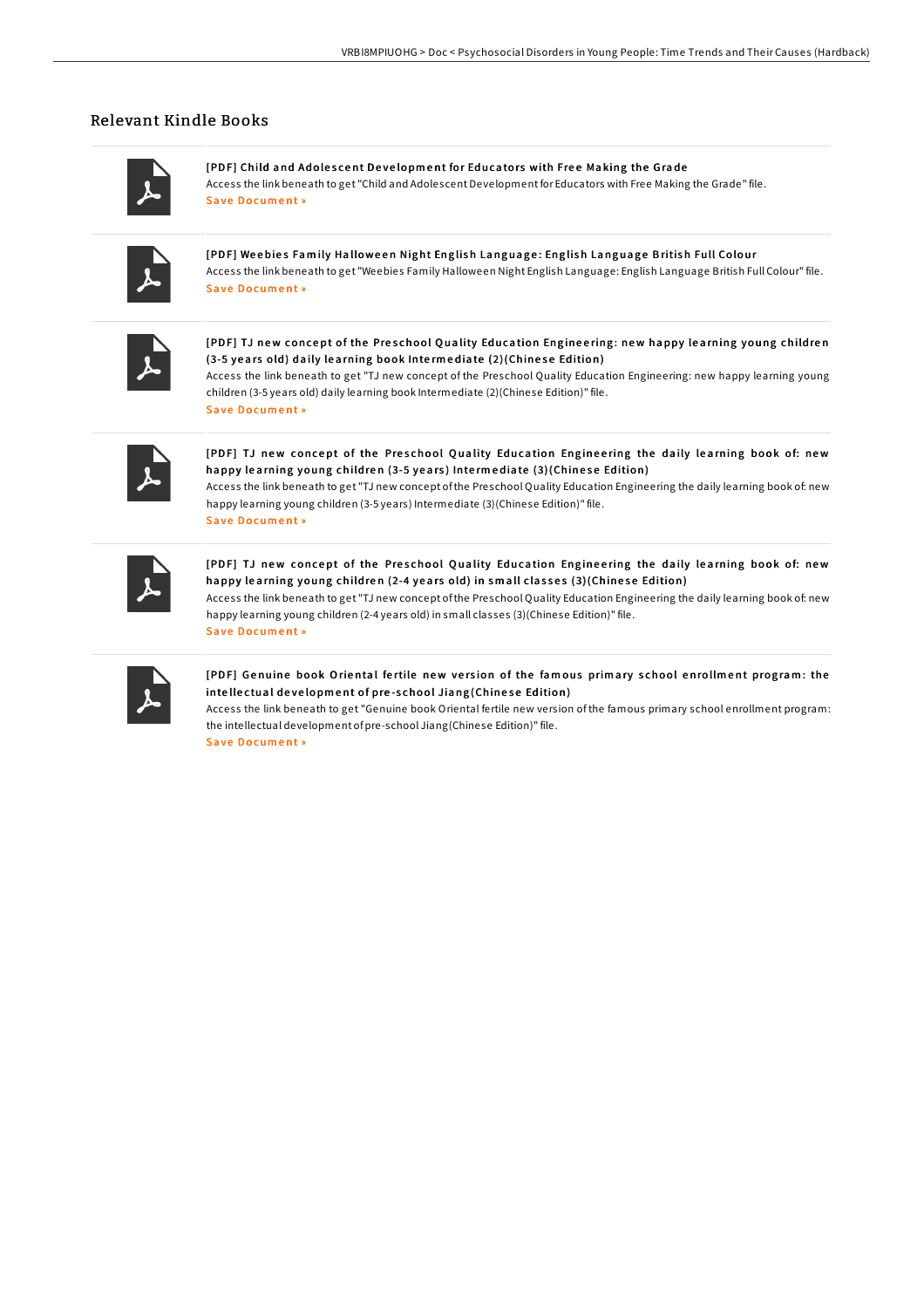## Relevant Kindle Books

**[PDF] Child and Adolescent Development for Educators with Free Making the Grade**
Access the link beneath to get "Child and Adolescent Development for Educators with Free Making the Grade" file.
Save Document »

**[PDF] Weebies Family Halloween Night English Language: English Language British Full Colour**
Access the link beneath to get "Weebies Family Halloween Night English Language: English Language British Full Colour" file.
Save Document »

**[PDF] TJ new concept of the Preschool Quality Education Engineering: new happy learning young children (3-5 years old) daily learning book Intermediate (2)(Chinese Edition)**
Access the link beneath to get "TJ new concept of the Preschool Quality Education Engineering: new happy learning young children (3-5 years old) daily learning book Intermediate (2)(Chinese Edition)" file.
Save Document »

**[PDF] TJ new concept of the Preschool Quality Education Engineering the daily learning book of: new happy learning young children (3-5 years) Intermediate (3)(Chinese Edition)**
Access the link beneath to get "TJ new concept of the Preschool Quality Education Engineering the daily learning book of: new happy learning young children (3-5 years) Intermediate (3)(Chinese Edition)" file.
Save Document »

**[PDF] TJ new concept of the Preschool Quality Education Engineering the daily learning book of: new happy learning young children (2-4 years old) in small classes (3)(Chinese Edition)**
Access the link beneath to get "TJ new concept of the Preschool Quality Education Engineering the daily learning book of: new happy learning young children (2-4 years old) in small classes (3)(Chinese Edition)" file.
Save Document »

**[PDF] Genuine book Oriental fertile new version of the famous primary school enrollment program: the intellectual development of pre-school Jiang(Chinese Edition)**
Access the link beneath to get "Genuine book Oriental fertile new version of the famous primary school enrollment program: the intellectual development of pre-school Jiang(Chinese Edition)" file.
Save Document »